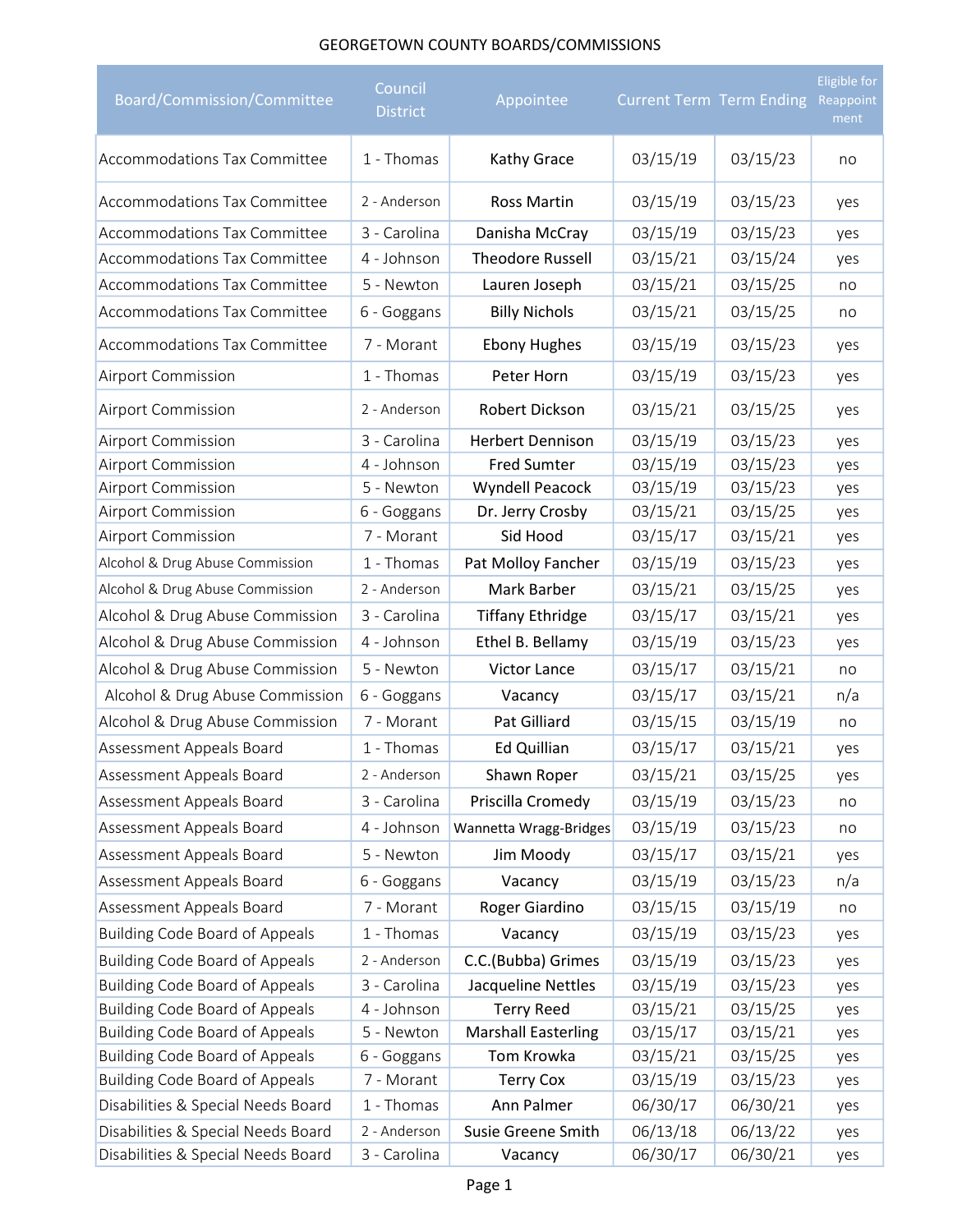# GEORGETOWN COUNTY BOARDS/COMMISSIONS

| Board/Commission/Committee | Council District | Appointee | Current Term | Term Ending | Eligible for Reappointment |
|---|---|---|---|---|---|
| Accommodations Tax Committee | 1 - Thomas | Kathy Grace | 03/15/19 | 03/15/23 | no |
| Accommodations Tax Committee | 2 - Anderson | Ross Martin | 03/15/19 | 03/15/23 | yes |
| Accommodations Tax Committee | 3 - Carolina | Danisha McCray | 03/15/19 | 03/15/23 | yes |
| Accommodations Tax Committee | 4 - Johnson | Theodore Russell | 03/15/21 | 03/15/24 | yes |
| Accommodations Tax Committee | 5 - Newton | Lauren Joseph | 03/15/21 | 03/15/25 | no |
| Accommodations Tax Committee | 6 - Goggans | Billy Nichols | 03/15/21 | 03/15/25 | no |
| Accommodations Tax Committee | 7 - Morant | Ebony Hughes | 03/15/19 | 03/15/23 | yes |
| Airport Commission | 1 - Thomas | Peter Horn | 03/15/19 | 03/15/23 | yes |
| Airport Commission | 2 - Anderson | Robert Dickson | 03/15/21 | 03/15/25 | yes |
| Airport Commission | 3 - Carolina | Herbert Dennison | 03/15/19 | 03/15/23 | yes |
| Airport Commission | 4 - Johnson | Fred Sumter | 03/15/19 | 03/15/23 | yes |
| Airport Commission | 5 - Newton | Wyndell Peacock | 03/15/19 | 03/15/23 | yes |
| Airport Commission | 6 - Goggans | Dr. Jerry Crosby | 03/15/21 | 03/15/25 | yes |
| Airport Commission | 7 - Morant | Sid Hood | 03/15/17 | 03/15/21 | yes |
| Alcohol & Drug Abuse Commission | 1 - Thomas | Pat Molloy Fancher | 03/15/19 | 03/15/23 | yes |
| Alcohol & Drug Abuse Commission | 2 - Anderson | Mark Barber | 03/15/21 | 03/15/25 | yes |
| Alcohol & Drug Abuse Commission | 3 - Carolina | Tiffany Ethridge | 03/15/17 | 03/15/21 | yes |
| Alcohol & Drug Abuse Commission | 4 - Johnson | Ethel B. Bellamy | 03/15/19 | 03/15/23 | yes |
| Alcohol & Drug Abuse Commission | 5 - Newton | Victor Lance | 03/15/17 | 03/15/21 | no |
| Alcohol & Drug Abuse Commission | 6 - Goggans | Vacancy | 03/15/17 | 03/15/21 | n/a |
| Alcohol & Drug Abuse Commission | 7 - Morant | Pat Gilliard | 03/15/15 | 03/15/19 | no |
| Assessment Appeals Board | 1 - Thomas | Ed Quillian | 03/15/17 | 03/15/21 | yes |
| Assessment Appeals Board | 2 - Anderson | Shawn Roper | 03/15/21 | 03/15/25 | yes |
| Assessment Appeals Board | 3 - Carolina | Priscilla Cromedy | 03/15/19 | 03/15/23 | no |
| Assessment Appeals Board | 4 - Johnson | Wannetta Wragg-Bridges | 03/15/19 | 03/15/23 | no |
| Assessment Appeals Board | 5 - Newton | Jim Moody | 03/15/17 | 03/15/21 | yes |
| Assessment Appeals Board | 6 - Goggans | Vacancy | 03/15/19 | 03/15/23 | n/a |
| Assessment Appeals Board | 7 - Morant | Roger Giardino | 03/15/15 | 03/15/19 | no |
| Building Code Board of Appeals | 1 - Thomas | Vacancy | 03/15/19 | 03/15/23 | yes |
| Building Code Board of Appeals | 2 - Anderson | C.C.(Bubba) Grimes | 03/15/19 | 03/15/23 | yes |
| Building Code Board of Appeals | 3 - Carolina | Jacqueline Nettles | 03/15/19 | 03/15/23 | yes |
| Building Code Board of Appeals | 4 - Johnson | Terry Reed | 03/15/21 | 03/15/25 | yes |
| Building Code Board of Appeals | 5 - Newton | Marshall Easterling | 03/15/17 | 03/15/21 | yes |
| Building Code Board of Appeals | 6 - Goggans | Tom Krowka | 03/15/21 | 03/15/25 | yes |
| Building Code Board of Appeals | 7 - Morant | Terry Cox | 03/15/19 | 03/15/23 | yes |
| Disabilities & Special Needs Board | 1 - Thomas | Ann Palmer | 06/30/17 | 06/30/21 | yes |
| Disabilities & Special Needs Board | 2 - Anderson | Susie Greene Smith | 06/13/18 | 06/13/22 | yes |
| Disabilities & Special Needs Board | 3 - Carolina | Vacancy | 06/30/17 | 06/30/21 | yes |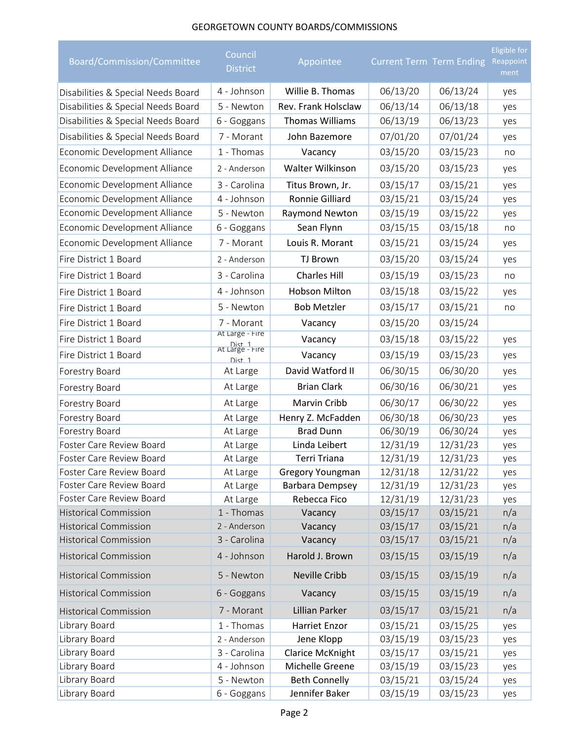# GEORGETOWN COUNTY BOARDS/COMMISSIONS

| Board/Commission/Committee | Council District | Appointee | Current Term | Term Ending | Eligible for Reappointment |
|---|---|---|---|---|---|
| Disabilities & Special Needs Board | 4 - Johnson | Willie B. Thomas | 06/13/20 | 06/13/24 | yes |
| Disabilities & Special Needs Board | 5 - Newton | Rev. Frank Holsclaw | 06/13/14 | 06/13/18 | yes |
| Disabilities & Special Needs Board | 6 - Goggans | Thomas Williams | 06/13/19 | 06/13/23 | yes |
| Disabilities & Special Needs Board | 7 - Morant | John Bazemore | 07/01/20 | 07/01/24 | yes |
| Economic Development Alliance | 1 - Thomas | Vacancy | 03/15/20 | 03/15/23 | no |
| Economic Development Alliance | 2 - Anderson | Walter Wilkinson | 03/15/20 | 03/15/23 | yes |
| Economic Development Alliance | 3 - Carolina | Titus Brown, Jr. | 03/15/17 | 03/15/21 | yes |
| Economic Development Alliance | 4 - Johnson | Ronnie Gilliard | 03/15/21 | 03/15/24 | yes |
| Economic Development Alliance | 5 - Newton | Raymond Newton | 03/15/19 | 03/15/22 | yes |
| Economic Development Alliance | 6 - Goggans | Sean Flynn | 03/15/15 | 03/15/18 | no |
| Economic Development Alliance | 7 - Morant | Louis R. Morant | 03/15/21 | 03/15/24 | yes |
| Fire District 1 Board | 2 - Anderson | TJ Brown | 03/15/20 | 03/15/24 | yes |
| Fire District 1 Board | 3 - Carolina | Charles Hill | 03/15/19 | 03/15/23 | no |
| Fire District 1 Board | 4 - Johnson | Hobson Milton | 03/15/18 | 03/15/22 | yes |
| Fire District 1 Board | 5 - Newton | Bob Metzler | 03/15/17 | 03/15/21 | no |
| Fire District 1 Board | 7 - Morant | Vacancy | 03/15/20 | 03/15/24 | |
| Fire District 1 Board | At Large - Fire Dist. 1 | Vacancy | 03/15/18 | 03/15/22 | yes |
| Fire District 1 Board | At Large - Fire Dist. 1 | Vacancy | 03/15/19 | 03/15/23 | yes |
| Forestry Board | At Large | David Watford II | 06/30/15 | 06/30/20 | yes |
| Forestry Board | At Large | Brian Clark | 06/30/16 | 06/30/21 | yes |
| Forestry Board | At Large | Marvin Cribb | 06/30/17 | 06/30/22 | yes |
| Forestry Board | At Large | Henry Z. McFadden | 06/30/18 | 06/30/23 | yes |
| Forestry Board | At Large | Brad Dunn | 06/30/19 | 06/30/24 | yes |
| Foster Care Review Board | At Large | Linda Leibert | 12/31/19 | 12/31/23 | yes |
| Foster Care Review Board | At Large | Terri Triana | 12/31/19 | 12/31/23 | yes |
| Foster Care Review Board | At Large | Gregory Youngman | 12/31/18 | 12/31/22 | yes |
| Foster Care Review Board | At Large | Barbara Dempsey | 12/31/19 | 12/31/23 | yes |
| Foster Care Review Board | At Large | Rebecca Fico | 12/31/19 | 12/31/23 | yes |
| Historical Commission | 1 - Thomas | Vacancy | 03/15/17 | 03/15/21 | n/a |
| Historical Commission | 2 - Anderson | Vacancy | 03/15/17 | 03/15/21 | n/a |
| Historical Commission | 3 - Carolina | Vacancy | 03/15/17 | 03/15/21 | n/a |
| Historical Commission | 4 - Johnson | Harold J. Brown | 03/15/15 | 03/15/19 | n/a |
| Historical Commission | 5 - Newton | Neville Cribb | 03/15/15 | 03/15/19 | n/a |
| Historical Commission | 6 - Goggans | Vacancy | 03/15/15 | 03/15/19 | n/a |
| Historical Commission | 7 - Morant | Lillian Parker | 03/15/17 | 03/15/21 | n/a |
| Library Board | 1 - Thomas | Harriet Enzor | 03/15/21 | 03/15/25 | yes |
| Library Board | 2 - Anderson | Jene Klopp | 03/15/19 | 03/15/23 | yes |
| Library Board | 3 - Carolina | Clarice McKnight | 03/15/17 | 03/15/21 | yes |
| Library Board | 4 - Johnson | Michelle Greene | 03/15/19 | 03/15/23 | yes |
| Library Board | 5 - Newton | Beth Connelly | 03/15/21 | 03/15/24 | yes |
| Library Board | 6 - Goggans | Jennifer Baker | 03/15/19 | 03/15/23 | yes |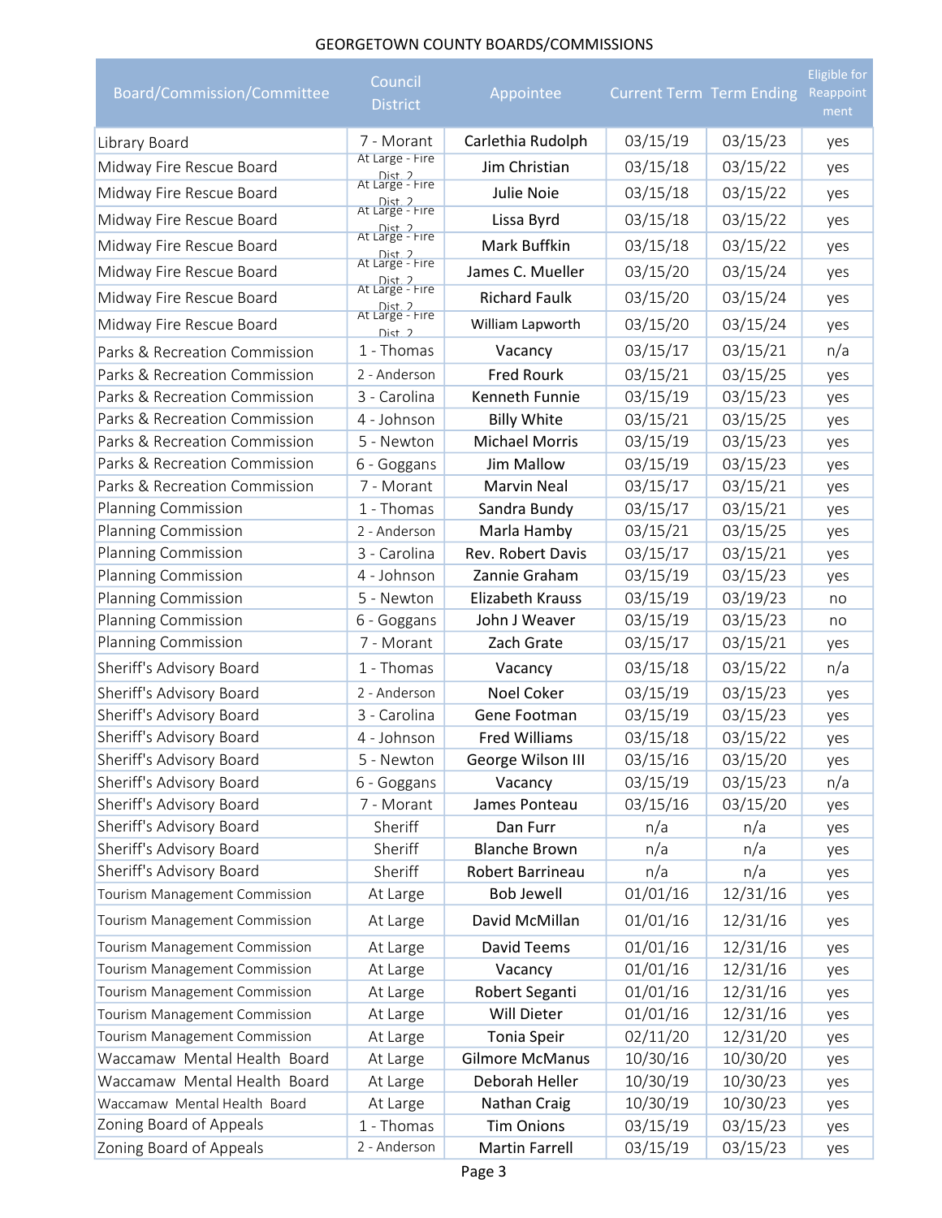GEORGETOWN COUNTY BOARDS/COMMISSIONS

| Board/Commission/Committee | Council District | Appointee | Current Term | Term Ending | Eligible for Reappointment |
|---|---|---|---|---|---|
| Library Board | 7 - Morant | Carlethia Rudolph | 03/15/19 | 03/15/23 | yes |
| Midway Fire Rescue Board | At Large - Fire Dist. 2 | Jim Christian | 03/15/18 | 03/15/22 | yes |
| Midway Fire Rescue Board | At Large - Fire Dist. 2 | Julie Noie | 03/15/18 | 03/15/22 | yes |
| Midway Fire Rescue Board | At Large - Fire Dist. 2 | Lissa Byrd | 03/15/18 | 03/15/22 | yes |
| Midway Fire Rescue Board | At Large - Fire Dist. 2 | Mark Buffkin | 03/15/18 | 03/15/22 | yes |
| Midway Fire Rescue Board | At Large - Fire Dist. 2 | James C. Mueller | 03/15/20 | 03/15/24 | yes |
| Midway Fire Rescue Board | At Large - Fire Dist. 2 | Richard Faulk | 03/15/20 | 03/15/24 | yes |
| Midway Fire Rescue Board | At Large - Fire Dist. 2 | William Lapworth | 03/15/20 | 03/15/24 | yes |
| Parks & Recreation Commission | 1 - Thomas | Vacancy | 03/15/17 | 03/15/21 | n/a |
| Parks & Recreation Commission | 2 - Anderson | Fred Rourk | 03/15/21 | 03/15/25 | yes |
| Parks & Recreation Commission | 3 - Carolina | Kenneth Funnie | 03/15/19 | 03/15/23 | yes |
| Parks & Recreation Commission | 4 - Johnson | Billy White | 03/15/21 | 03/15/25 | yes |
| Parks & Recreation Commission | 5 - Newton | Michael Morris | 03/15/19 | 03/15/23 | yes |
| Parks & Recreation Commission | 6 - Goggans | Jim Mallow | 03/15/19 | 03/15/23 | yes |
| Parks & Recreation Commission | 7 - Morant | Marvin Neal | 03/15/17 | 03/15/21 | yes |
| Planning Commission | 1 - Thomas | Sandra Bundy | 03/15/17 | 03/15/21 | yes |
| Planning Commission | 2 - Anderson | Marla Hamby | 03/15/21 | 03/15/25 | yes |
| Planning Commission | 3 - Carolina | Rev. Robert Davis | 03/15/17 | 03/15/21 | yes |
| Planning Commission | 4 - Johnson | Zannie Graham | 03/15/19 | 03/15/23 | yes |
| Planning Commission | 5 - Newton | Elizabeth Krauss | 03/15/19 | 03/19/23 | no |
| Planning Commission | 6 - Goggans | John J Weaver | 03/15/19 | 03/15/23 | no |
| Planning Commission | 7 - Morant | Zach Grate | 03/15/17 | 03/15/21 | yes |
| Sheriff's Advisory Board | 1 - Thomas | Vacancy | 03/15/18 | 03/15/22 | n/a |
| Sheriff's Advisory Board | 2 - Anderson | Noel Coker | 03/15/19 | 03/15/23 | yes |
| Sheriff's Advisory Board | 3 - Carolina | Gene Footman | 03/15/19 | 03/15/23 | yes |
| Sheriff's Advisory Board | 4 - Johnson | Fred Williams | 03/15/18 | 03/15/22 | yes |
| Sheriff's Advisory Board | 5 - Newton | George Wilson III | 03/15/16 | 03/15/20 | yes |
| Sheriff's Advisory Board | 6 - Goggans | Vacancy | 03/15/19 | 03/15/23 | n/a |
| Sheriff's Advisory Board | 7 - Morant | James Ponteau | 03/15/16 | 03/15/20 | yes |
| Sheriff's Advisory Board | Sheriff | Dan Furr | n/a | n/a | yes |
| Sheriff's Advisory Board | Sheriff | Blanche Brown | n/a | n/a | yes |
| Sheriff's Advisory Board | Sheriff | Robert Barrineau | n/a | n/a | yes |
| Tourism Management Commission | At Large | Bob Jewell | 01/01/16 | 12/31/16 | yes |
| Tourism Management Commission | At Large | David McMillan | 01/01/16 | 12/31/16 | yes |
| Tourism Management Commission | At Large | David Teems | 01/01/16 | 12/31/16 | yes |
| Tourism Management Commission | At Large | Vacancy | 01/01/16 | 12/31/16 | yes |
| Tourism Management Commission | At Large | Robert Seganti | 01/01/16 | 12/31/16 | yes |
| Tourism Management Commission | At Large | Will Dieter | 01/01/16 | 12/31/16 | yes |
| Tourism Management Commission | At Large | Tonia Speir | 02/11/20 | 12/31/20 | yes |
| Waccamaw Mental Health Board | At Large | Gilmore McManus | 10/30/16 | 10/30/20 | yes |
| Waccamaw Mental Health Board | At Large | Deborah Heller | 10/30/19 | 10/30/23 | yes |
| Waccamaw Mental Health Board | At Large | Nathan Craig | 10/30/19 | 10/30/23 | yes |
| Zoning Board of Appeals | 1 - Thomas | Tim Onions | 03/15/19 | 03/15/23 | yes |
| Zoning Board of Appeals | 2 - Anderson | Martin Farrell | 03/15/19 | 03/15/23 | yes |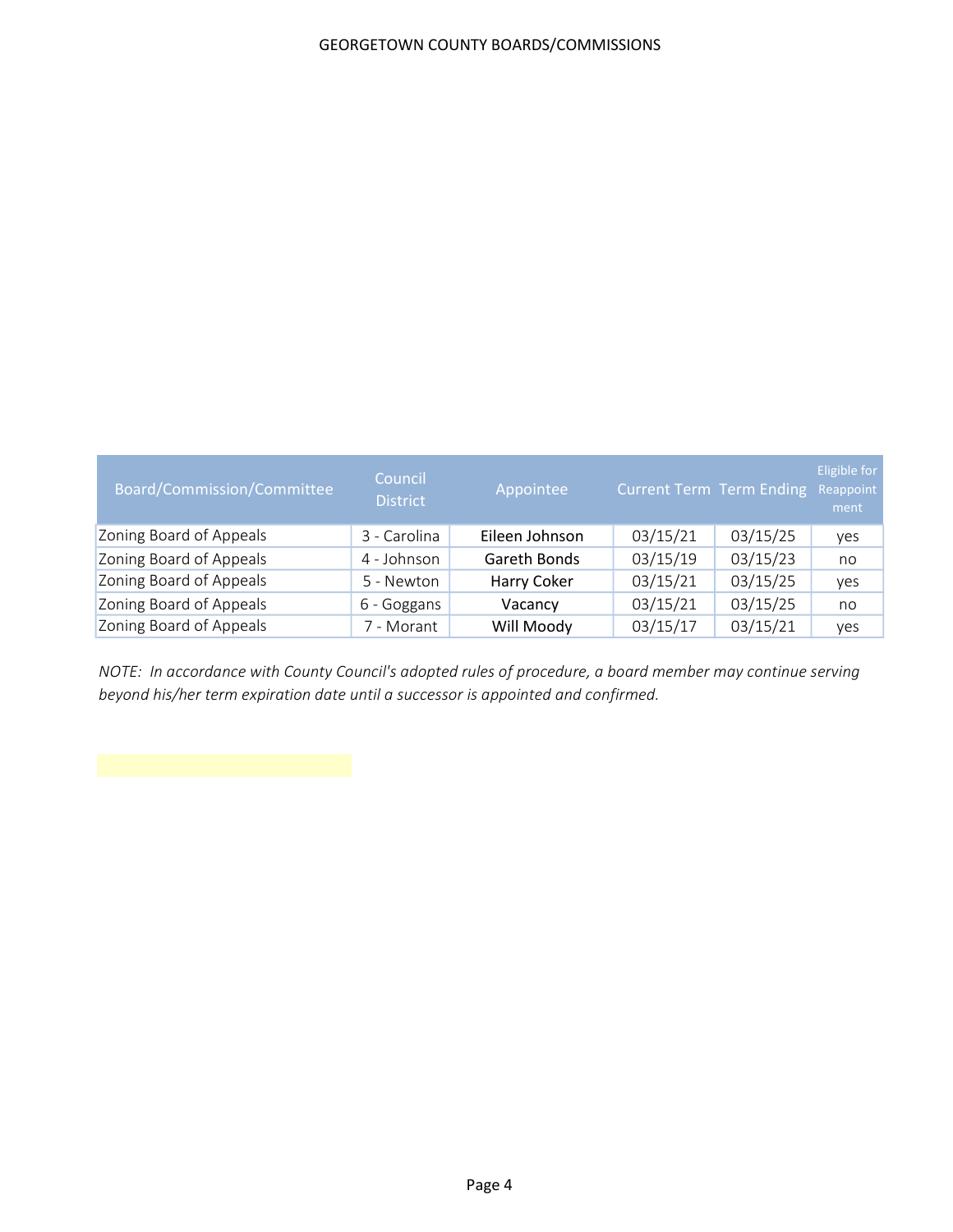| Board/Commission/Committee | Council District | Appointee | Current Term | Term Ending | Eligible for Reappointment |
|---|---|---|---|---|---|
| Zoning Board of Appeals | 3 - Carolina | Eileen Johnson | 03/15/21 | 03/15/25 | yes |
| Zoning Board of Appeals | 4 - Johnson | Gareth Bonds | 03/15/19 | 03/15/23 | no |
| Zoning Board of Appeals | 5 - Newton | Harry Coker | 03/15/21 | 03/15/25 | yes |
| Zoning Board of Appeals | 6 - Goggans | Vacancy | 03/15/21 | 03/15/25 | no |
| Zoning Board of Appeals | 7 - Morant | Will Moody | 03/15/17 | 03/15/21 | yes |

*NOTE: In accordance with County Council's adopted rules of procedure, a board member may continue serving beyond his/her term expiration date until a successor is appointed and confirmed.*